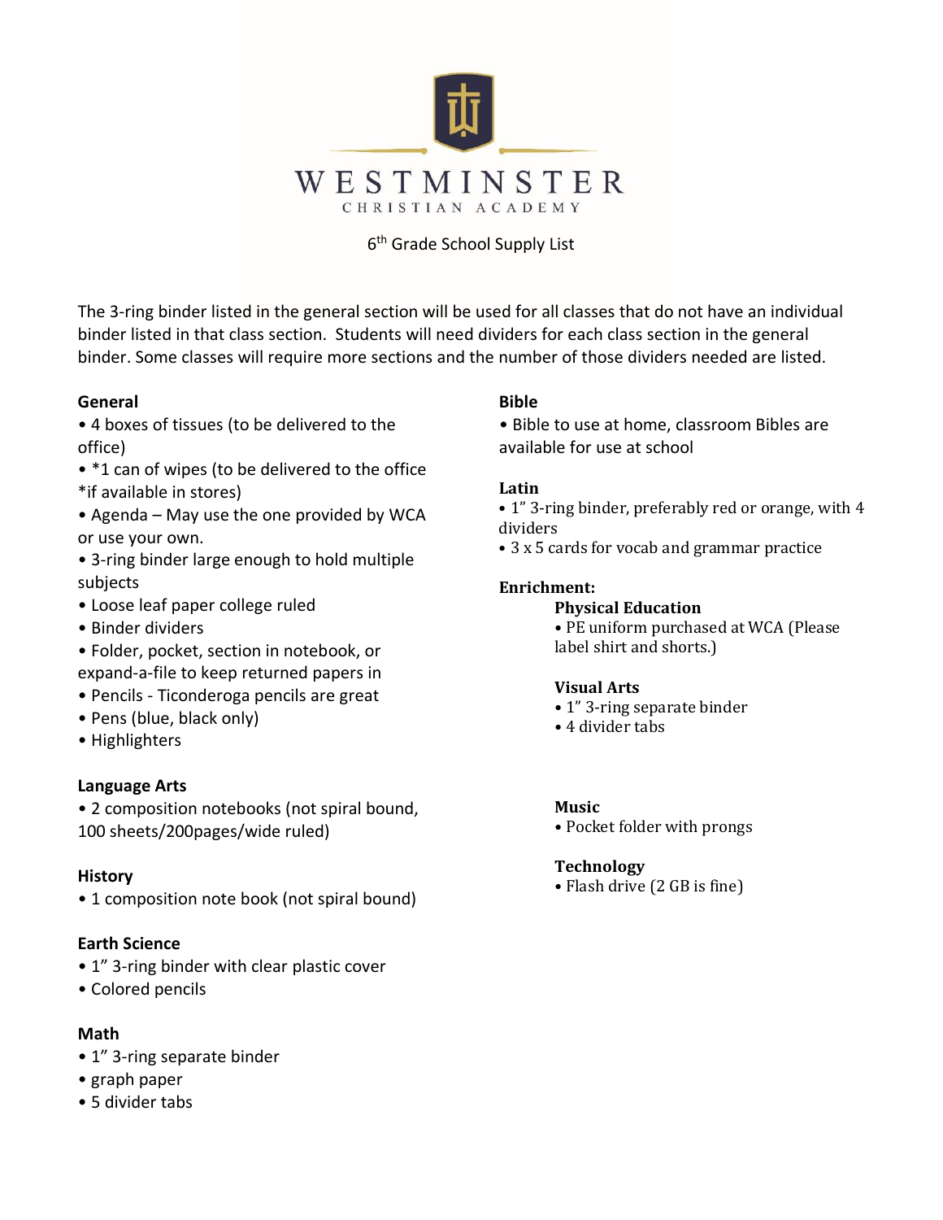# WESTMINSTER

CHRISTIAN ACADEMY

6th Grade School Supply List

The 3-ring binder listed in the general section will be used for all classes that do not have an individual binder listed in that class section. Students will need dividers for each class section in the general binder. Some classes will require more sections and the number of those dividers needed are listed.

**General**

- 4 boxes of tissues (to be delivered to the office)
- *1 can of wipes (to be delivered to the office *if available in stores)
- Agenda – May use the one provided by WCA or use your own.
- 3-ring binder large enough to hold multiple subjects
- Loose leaf paper college ruled
- Binder dividers
- Folder, pocket, section in notebook, or expand-a-file to keep returned papers in
- Pencils - Ticonderoga pencils are great
- Pens (blue, black only)
- Highlighters

**Language Arts**

- 2 composition notebooks (not spiral bound, 100 sheets/200pages/wide ruled)

**History**

- 1 composition note book (not spiral bound)

**Earth Science**

- 1" 3-ring binder with clear plastic cover
- Colored pencils

**Math**

- 1" 3-ring separate binder
- graph paper
- 5 divider tabs

**Bible**

- Bible to use at home, classroom Bibles are available for use at school

**Latin**

- 1" 3-ring binder, preferably red or orange, with 4 dividers
- 3 x 5 cards for vocab and grammar practice

**Enrichment:**

**Physical Education**

- PE uniform purchased at WCA (Please label shirt and shorts.)

**Visual Arts**

- 1" 3-ring separate binder
- 4 divider tabs

**Music**

- Pocket folder with prongs

**Technology**

- Flash drive (2 GB is fine)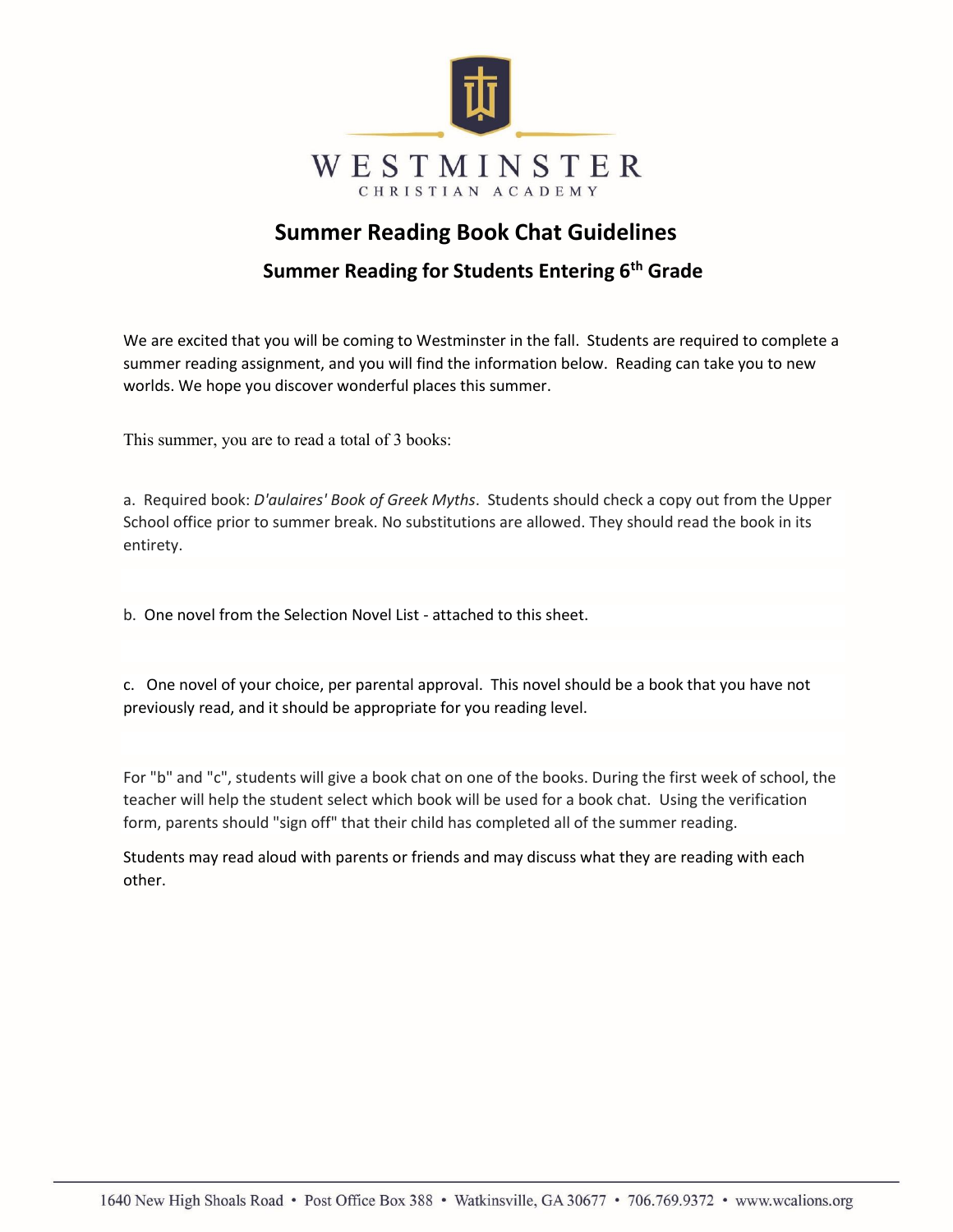WESTMINSTER

CHRISTIAN ACADEMY

# Summer Reading Book Chat Guidelines

## Summer Reading for Students Entering 6th Grade

We are excited that you will be coming to Westminster in the fall. Students are required to complete a summer reading assignment, and you will find the information below. Reading can take you to new worlds. We hope you discover wonderful places this summer.

This summer, you are to read a total of 3 books:

a. Required book: *D'aulaires' Book of Greek Myths*. Students should check a copy out from the Upper School office prior to summer break. No substitutions are allowed. They should read the book in its entirety.

b. One novel from the Selection Novel List - attached to this sheet.

c. One novel of your choice, per parental approval. This novel should be a book that you have not previously read, and it should be appropriate for you reading level.

For "b" and "c", students will give a book chat on one of the books. During the first week of school, the teacher will help the student select which book will be used for a book chat. Using the verification form, parents should "sign off" that their child has completed all of the summer reading.

Students may read aloud with parents or friends and may discuss what they are reading with each other.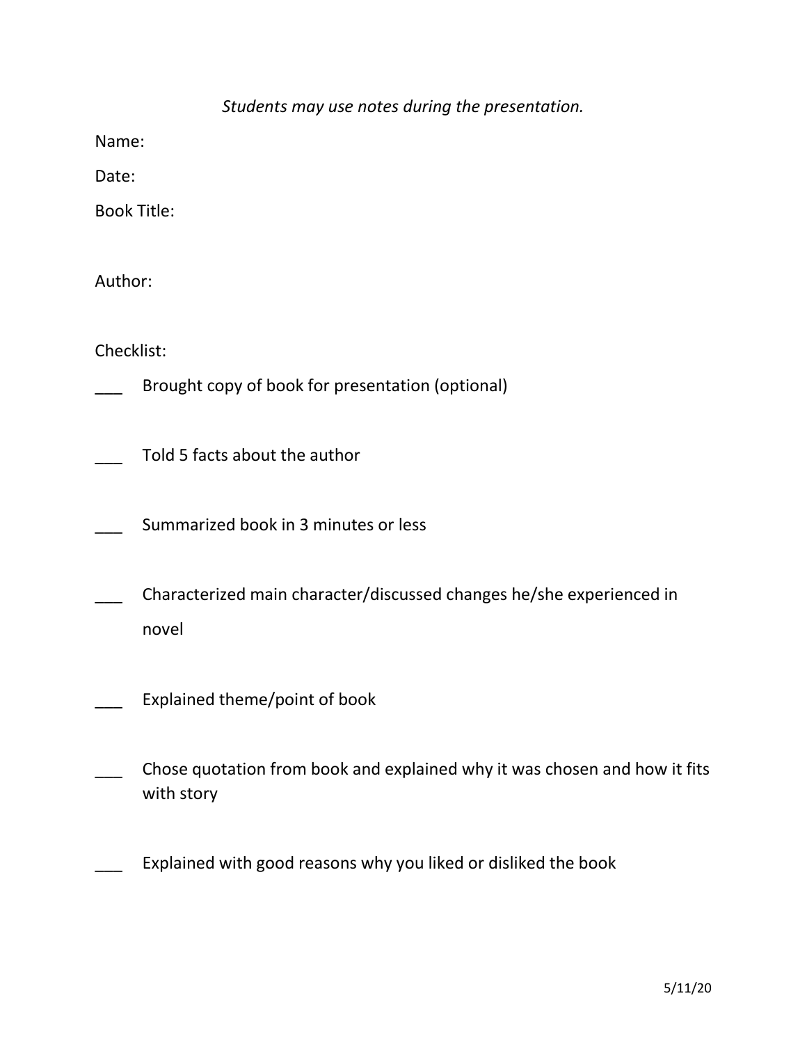*Students may use notes during the presentation.*

Name:

Date:

Book Title:

Author:

Checklist:

___ Brought copy of book for presentation (optional)

___ Told 5 facts about the author

___ Summarized book in 3 minutes or less

___ Characterized main character/discussed changes he/she experienced in novel

___ Explained theme/point of book

___ Chose quotation from book and explained why it was chosen and how it fits with story

___ Explained with good reasons why you liked or disliked the book

5/11/20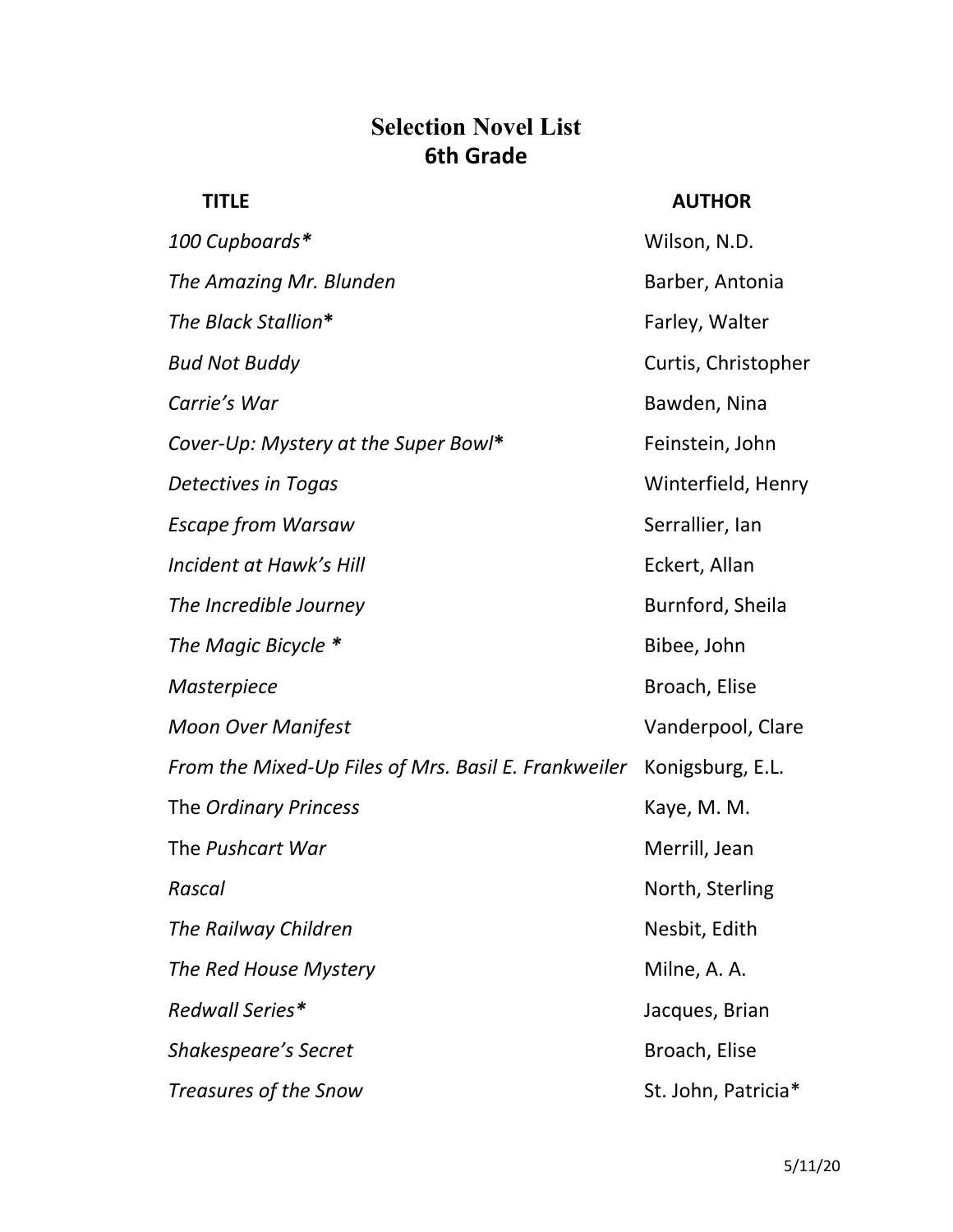# Selection Novel List
## 6th Grade

| TITLE | AUTHOR |
|---|---|
| *100 Cupboards** | Wilson, N.D. |
| *The Amazing Mr. Blunden* | Barber, Antonia |
| *The Black Stallion** | Farley, Walter |
| *Bud Not Buddy* | Curtis, Christopher |
| *Carrie's War* | Bawden, Nina |
| *Cover-Up: Mystery at the Super Bowl** | Feinstein, John |
| *Detectives in Togas* | Winterfield, Henry |
| *Escape from Warsaw* | Serrallier, Ian |
| *Incident at Hawk's Hill* | Eckert, Allan |
| *The Incredible Journey* | Burnford, Sheila |
| *The Magic Bicycle ** | Bibee, John |
| *Masterpiece* | Broach, Elise |
| *Moon Over Manifest* | Vanderpool, Clare |
| *From the Mixed-Up Files of Mrs. Basil E. Frankweiler* | Konigsburg, E.L. |
| The *Ordinary Princess* | Kaye, M. M. |
| The *Pushcart War* | Merrill, Jean |
| *Rascal* | North, Sterling |
| *The Railway Children* | Nesbit, Edith |
| *The Red House Mystery* | Milne, A. A. |
| *Redwall Series** | Jacques, Brian |
| *Shakespeare's Secret* | Broach, Elise |
| *Treasures of the Snow* | St. John, Patricia* |

5/11/20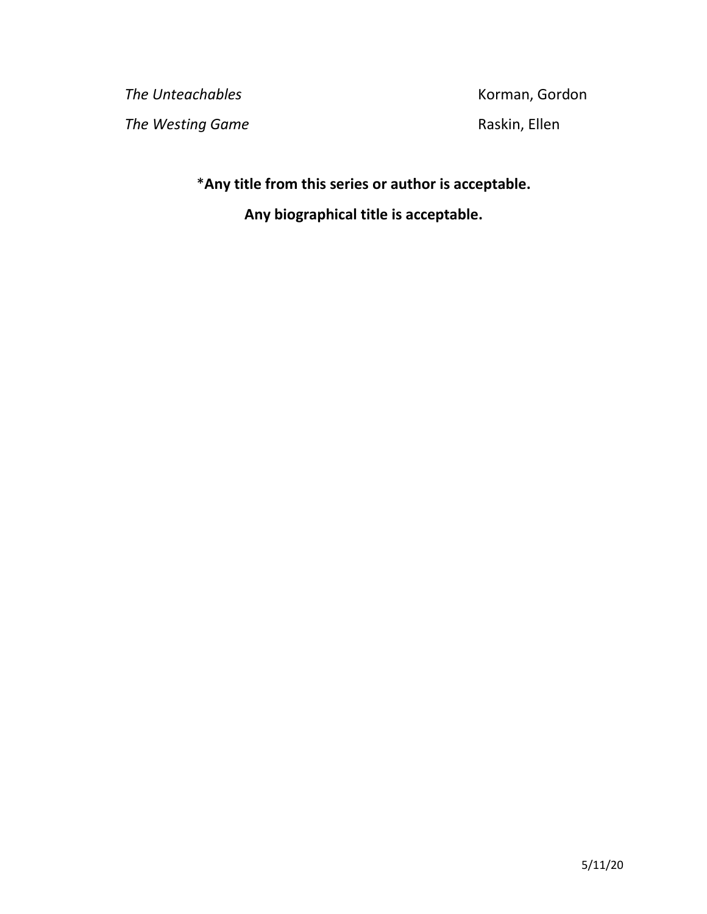| | |
|---|---|
| *The Unteachables* | Korman, Gordon |
| *The Westing Game* | Raskin, Ellen |

**\*Any title from this series or author is acceptable.**

**Any biographical title is acceptable.**

5/11/20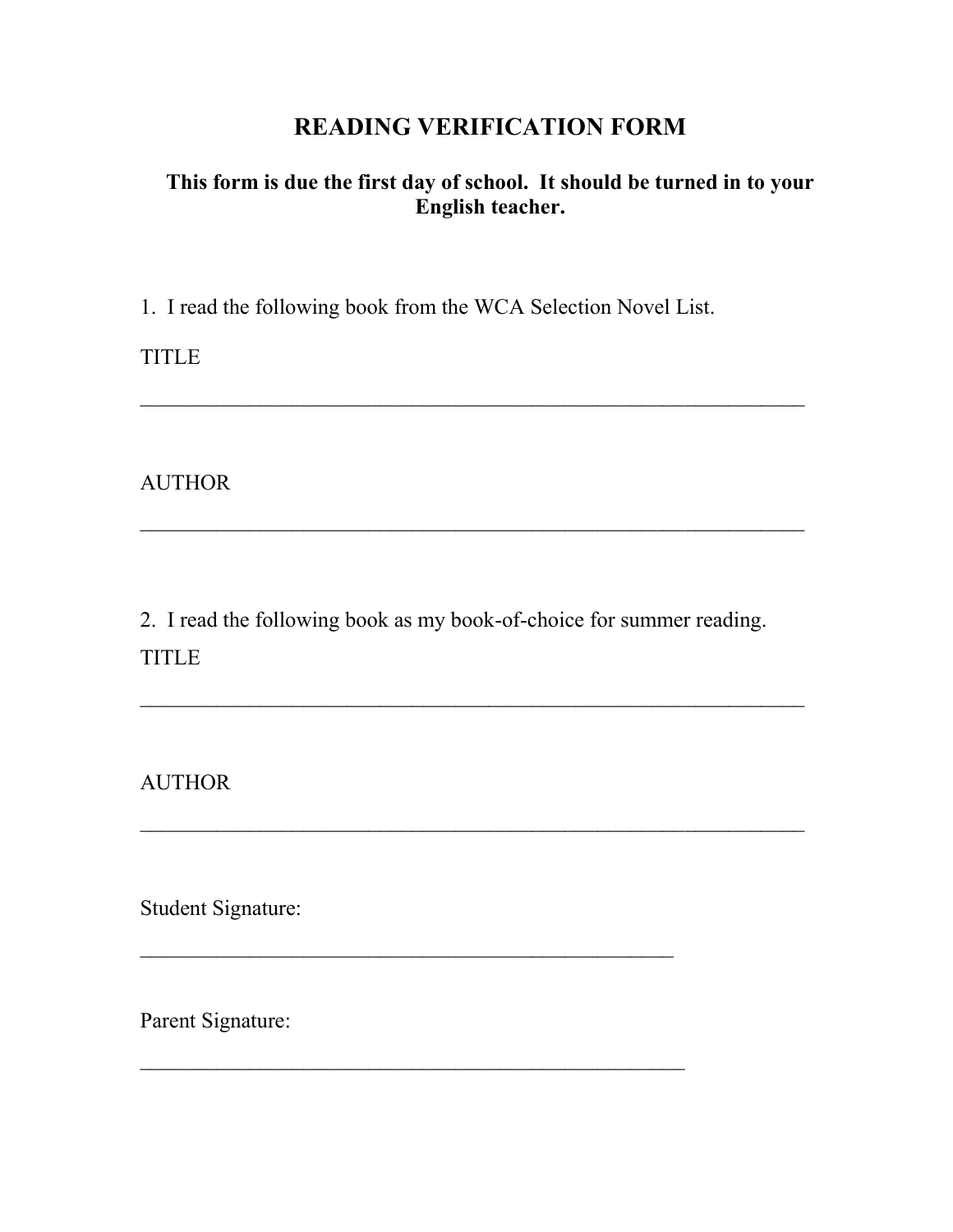# READING VERIFICATION FORM

**This form is due the first day of school. It should be turned in to your English teacher.**

1. I read the following book from the WCA Selection Novel List.

TITLE

_______________________________________________________________

AUTHOR

_______________________________________________________________

2. I read the following book as my book-of-choice for summer reading.

TITLE

_______________________________________________________________

AUTHOR

_______________________________________________________________

Student Signature:

__________________________________________________

Parent Signature:

___________________________________________________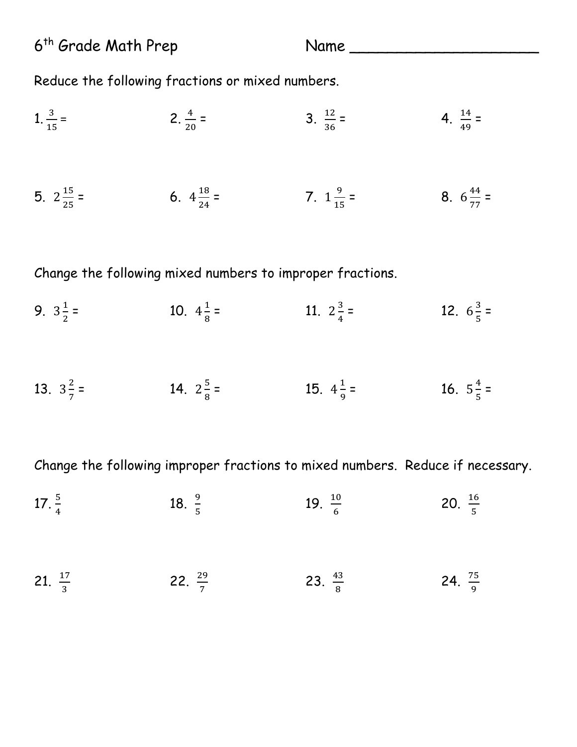6th Grade Math Prep    Name ____________________

Reduce the following fractions or mixed numbers.

1. $\frac{3}{15}$ =    2. $\frac{4}{20}$ =    3. $\frac{12}{36}$ =    4. $\frac{14}{49}$ =

5. $2\frac{15}{25}$ =    6. $4\frac{18}{24}$ =    7. $1\frac{9}{15}$ =    8. $6\frac{44}{77}$ =

Change the following mixed numbers to improper fractions.

9. $3\frac{1}{2}$ =    10. $4\frac{1}{8}$ =    11. $2\frac{3}{4}$ =    12. $6\frac{3}{5}$ =

13. $3\frac{2}{7}$ =    14. $2\frac{5}{8}$ =    15. $4\frac{1}{9}$ =    16. $5\frac{4}{5}$ =

Change the following improper fractions to mixed numbers. Reduce if necessary.

17. $\frac{5}{4}$    18. $\frac{9}{5}$    19. $\frac{10}{6}$    20. $\frac{16}{5}$

21. $\frac{17}{3}$    22. $\frac{29}{7}$    23. $\frac{43}{8}$    24. $\frac{75}{9}$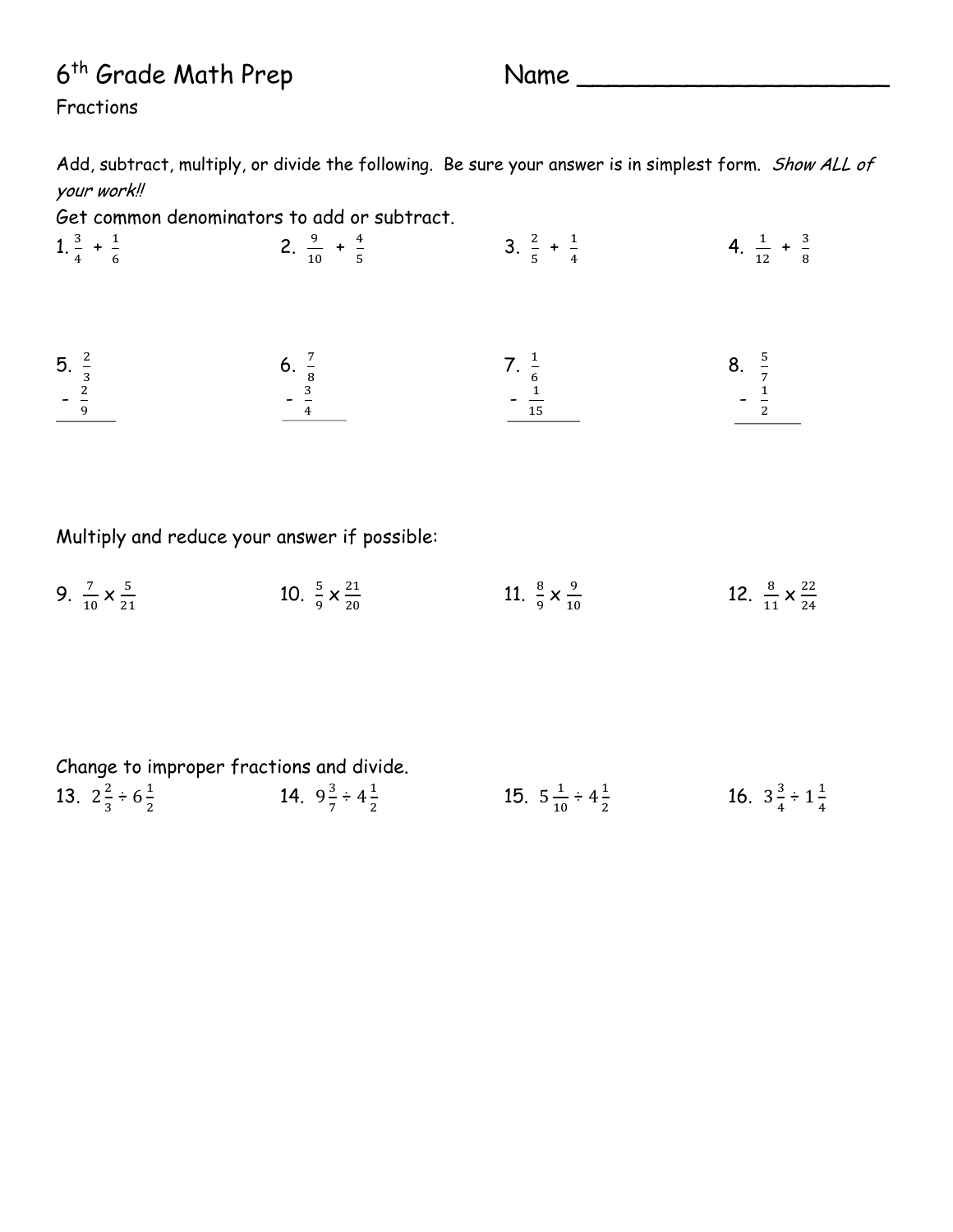# 6th Grade Math Prep

Name ____________________

Fractions

Add, subtract, multiply, or divide the following. Be sure your answer is in simplest form. *Show ALL of your work!!*

Get common denominators to add or subtract.

1. $\frac{3}{4} + \frac{1}{6}$

2. $\frac{9}{10} + \frac{4}{5}$

3. $\frac{2}{5} + \frac{1}{4}$

4. $\frac{1}{12} + \frac{3}{8}$

5. $\frac{2}{3} - \frac{2}{9}$

6. $\frac{7}{8} - \frac{3}{4}$

7. $\frac{1}{6} - \frac{1}{15}$

8. $\frac{5}{7} - \frac{1}{2}$

Multiply and reduce your answer if possible:

9. $\frac{7}{10} \times \frac{5}{21}$

10. $\frac{5}{9} \times \frac{21}{20}$

11. $\frac{8}{9} \times \frac{9}{10}$

12. $\frac{8}{11} \times \frac{22}{24}$

Change to improper fractions and divide.

13. $2\frac{2}{3} \div 6\frac{1}{2}$

14. $9\frac{3}{7} \div 4\frac{1}{2}$

15. $5\frac{1}{10} \div 4\frac{1}{2}$

16. $3\frac{3}{4} \div 1\frac{1}{4}$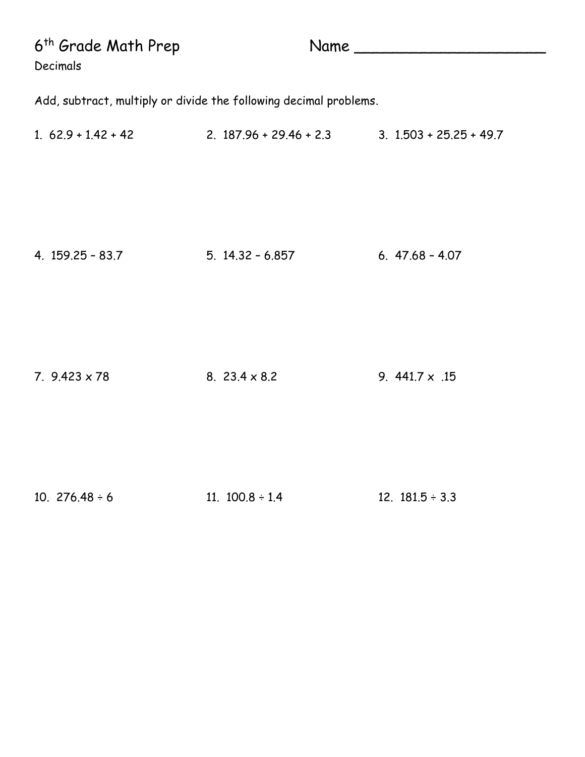# 6th Grade Math Prep

Name ____________________

Decimals

Add, subtract, multiply or divide the following decimal problems.

1. $62.9 + 1.42 + 42$
2. $187.96 + 29.46 + 2.3$
3. $1.503 + 25.25 + 49.7$
4. $159.25 - 83.7$
5. $14.32 - 6.857$
6. $47.68 - 4.07$
7. $9.423 \times 78$
8. $23.4 \times 8.2$
9. $441.7 \times .15$
10. $276.48 \div 6$
11. $100.8 \div 1.4$
12. $181.5 \div 3.3$